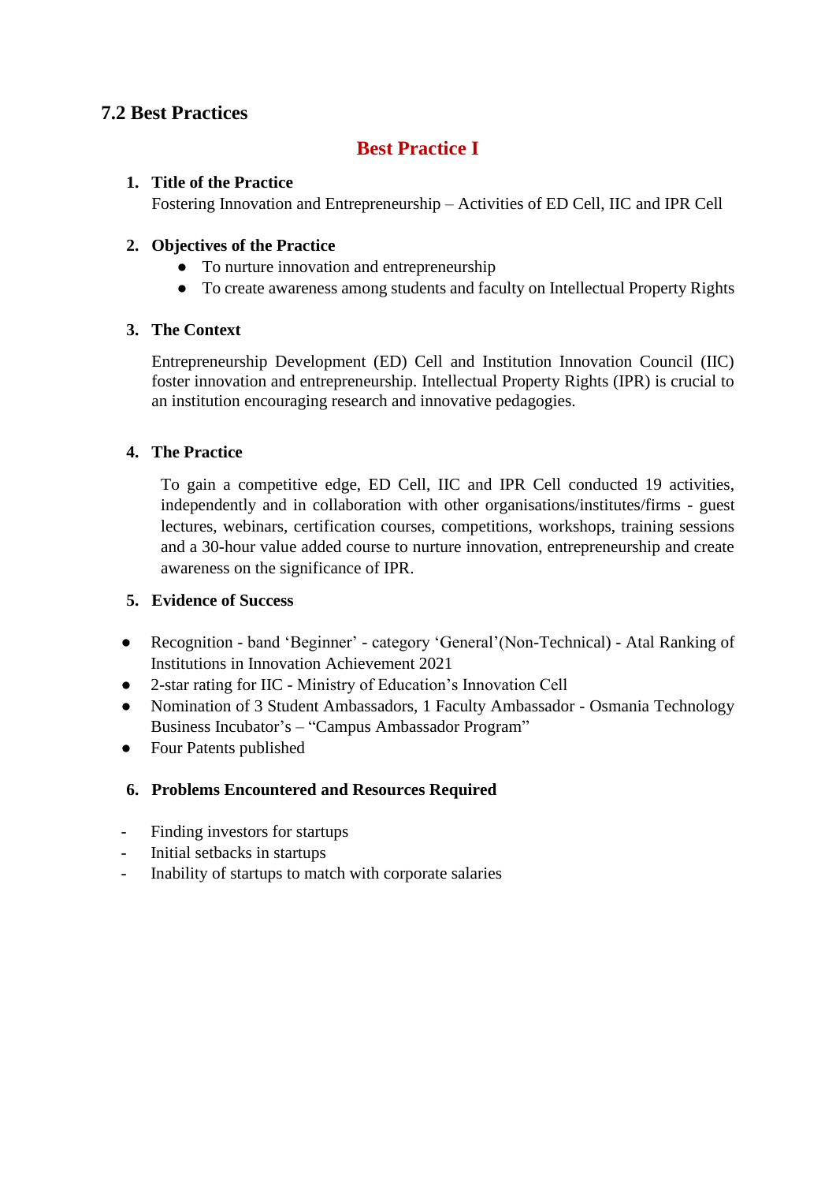## 7.2 Best Practices

### Best Practice I

1. **Title of the Practice**

   Fostering Innovation and Entrepreneurship – Activities of ED Cell, IIC and IPR Cell

2. **Objectives of the Practice**
   - To nurture innovation and entrepreneurship
   - To create awareness among students and faculty on Intellectual Property Rights

3. **The Context**

   Entrepreneurship Development (ED) Cell and Institution Innovation Council (IIC) foster innovation and entrepreneurship. Intellectual Property Rights (IPR) is crucial to an institution encouraging research and innovative pedagogies.

4. **The Practice**

   To gain a competitive edge, ED Cell, IIC and IPR Cell conducted 19 activities, independently and in collaboration with other organisations/institutes/firms - guest lectures, webinars, certification courses, competitions, workshops, training sessions and a 30-hour value added course to nurture innovation, entrepreneurship and create awareness on the significance of IPR.

5. **Evidence of Success**

- Recognition - band 'Beginner' - category 'General'(Non-Technical) - Atal Ranking of Institutions in Innovation Achievement 2021
- 2-star rating for IIC - Ministry of Education's Innovation Cell
- Nomination of 3 Student Ambassadors, 1 Faculty Ambassador - Osmania Technology Business Incubator's – "Campus Ambassador Program"
- Four Patents published

6. **Problems Encountered and Resources Required**

- Finding investors for startups
- Initial setbacks in startups
- Inability of startups to match with corporate salaries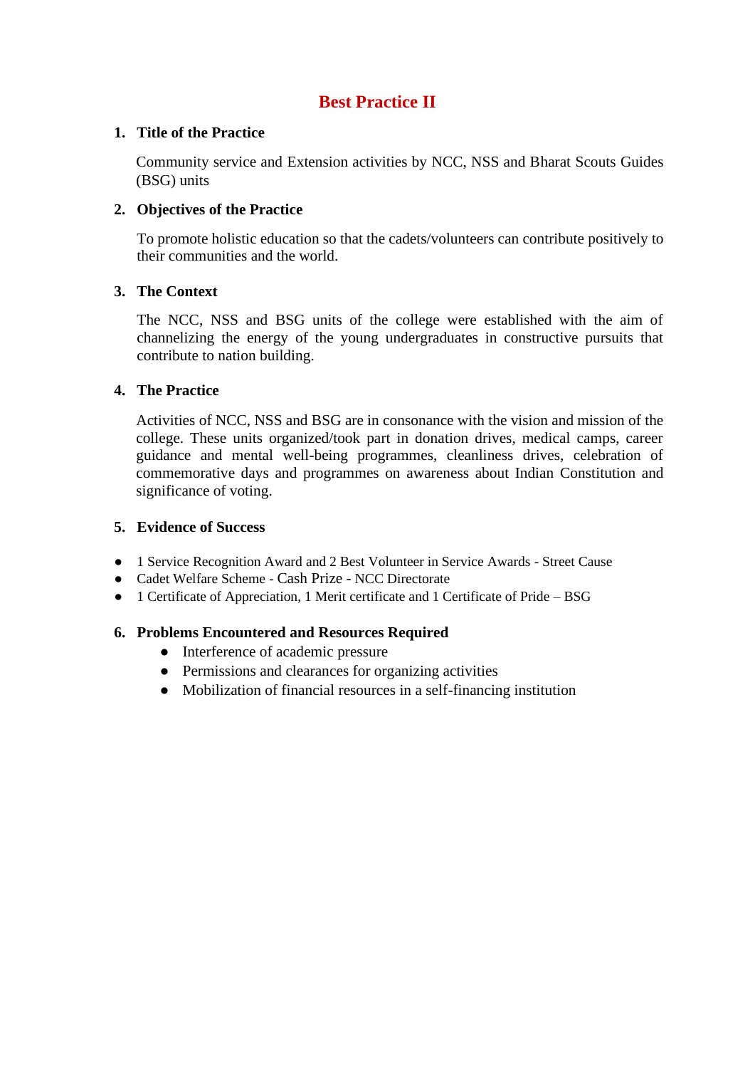# Best Practice II

1. **Title of the Practice**

   Community service and Extension activities by NCC, NSS and Bharat Scouts Guides (BSG) units

2. **Objectives of the Practice**

   To promote holistic education so that the cadets/volunteers can contribute positively to their communities and the world.

3. **The Context**

   The NCC, NSS and BSG units of the college were established with the aim of channelizing the energy of the young undergraduates in constructive pursuits that contribute to nation building.

4. **The Practice**

   Activities of NCC, NSS and BSG are in consonance with the vision and mission of the college. These units organized/took part in donation drives, medical camps, career guidance and mental well-being programmes, cleanliness drives, celebration of commemorative days and programmes on awareness about Indian Constitution and significance of voting.

5. **Evidence of Success**

- 1 Service Recognition Award and 2 Best Volunteer in Service Awards - Street Cause
- Cadet Welfare Scheme - Cash Prize - NCC Directorate
- 1 Certificate of Appreciation, 1 Merit certificate and 1 Certificate of Pride – BSG

6. **Problems Encountered and Resources Required**
   - Interference of academic pressure
   - Permissions and clearances for organizing activities
   - Mobilization of financial resources in a self-financing institution